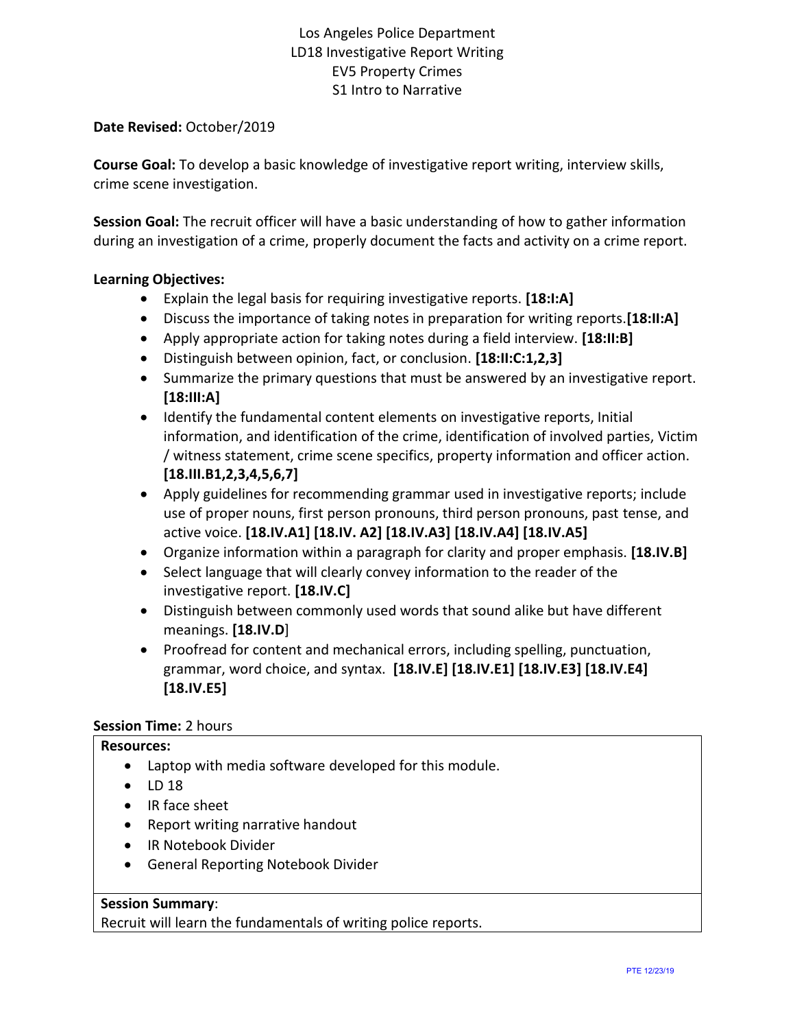# Los Angeles Police Department
## LD18 Investigative Report Writing
## EV5 Property Crimes
## S1 Intro to Narrative

**Date Revised:** October/2019

**Course Goal:** To develop a basic knowledge of investigative report writing, interview skills, crime scene investigation.

**Session Goal:** The recruit officer will have a basic understanding of how to gather information during an investigation of a crime, properly document the facts and activity on a crime report.

**Learning Objectives:**

- Explain the legal basis for requiring investigative reports. **[18:I:A]**
- Discuss the importance of taking notes in preparation for writing reports.**[18:II:A]**
- Apply appropriate action for taking notes during a field interview. **[18:II:B]**
- Distinguish between opinion, fact, or conclusion. **[18:II:C:1,2,3]**
- Summarize the primary questions that must be answered by an investigative report. **[18:III:A]**
- Identify the fundamental content elements on investigative reports, Initial information, and identification of the crime, identification of involved parties, Victim / witness statement, crime scene specifics, property information and officer action. **[18.III.B1,2,3,4,5,6,7]**
- Apply guidelines for recommending grammar used in investigative reports; include use of proper nouns, first person pronouns, third person pronouns, past tense, and active voice. **[18.IV.A1] [18.IV. A2] [18.IV.A3] [18.IV.A4] [18.IV.A5]**
- Organize information within a paragraph for clarity and proper emphasis. **[18.IV.B]**
- Select language that will clearly convey information to the reader of the investigative report. **[18.IV.C]**
- Distinguish between commonly used words that sound alike but have different meanings. **[18.IV.D**]
- Proofread for content and mechanical errors, including spelling, punctuation, grammar, word choice, and syntax. **[18.IV.E] [18.IV.E1] [18.IV.E3] [18.IV.E4] [18.IV.E5]**

**Session Time:** 2 hours

**Resources:**

- Laptop with media software developed for this module.
- LD 18
- IR face sheet
- Report writing narrative handout
- IR Notebook Divider
- General Reporting Notebook Divider

**Session Summary**:
Recruit will learn the fundamentals of writing police reports.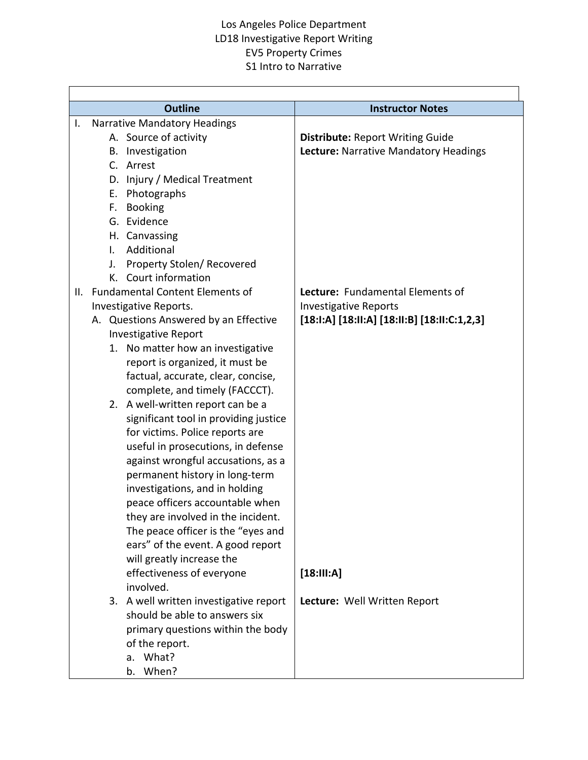Los Angeles Police Department
LD18 Investigative Report Writing
EV5 Property Crimes
S1 Intro to Narrative

| Outline | Instructor Notes |
|---|---|
| I. Narrative Mandatory Headings<br>A. Source of activity<br>B. Investigation<br>C. Arrest<br>D. Injury / Medical Treatment<br>E. Photographs<br>F. Booking<br>G. Evidence<br>H. Canvassing<br>I. Additional<br>J. Property Stolen/ Recovered<br>K. Court information | **Distribute:** Report Writing Guide<br>**Lecture:** Narrative Mandatory Headings |
| II. Fundamental Content Elements of Investigative Reports.<br>A. Questions Answered by an Effective Investigative Report<br>1. No matter how an investigative report is organized, it must be factual, accurate, clear, concise, complete, and timely (FACCCT).<br>2. A well-written report can be a significant tool in providing justice for victims. Police reports are useful in prosecutions, in defense against wrongful accusations, as a permanent history in long-term investigations, and in holding peace officers accountable when they are involved in the incident. The peace officer is the "eyes and ears" of the event. A good report will greatly increase the effectiveness of everyone involved. | **Lecture:** Fundamental Elements of Investigative Reports<br>**[18:I:A] [18:II:A] [18:II:B] [18:II:C:1,2,3]**<br><br>**[18:III:A]** |
| 3. A well written investigative report should be able to answers six primary questions within the body of the report.<br>a. What?<br>b. When? | **Lecture:** Well Written Report |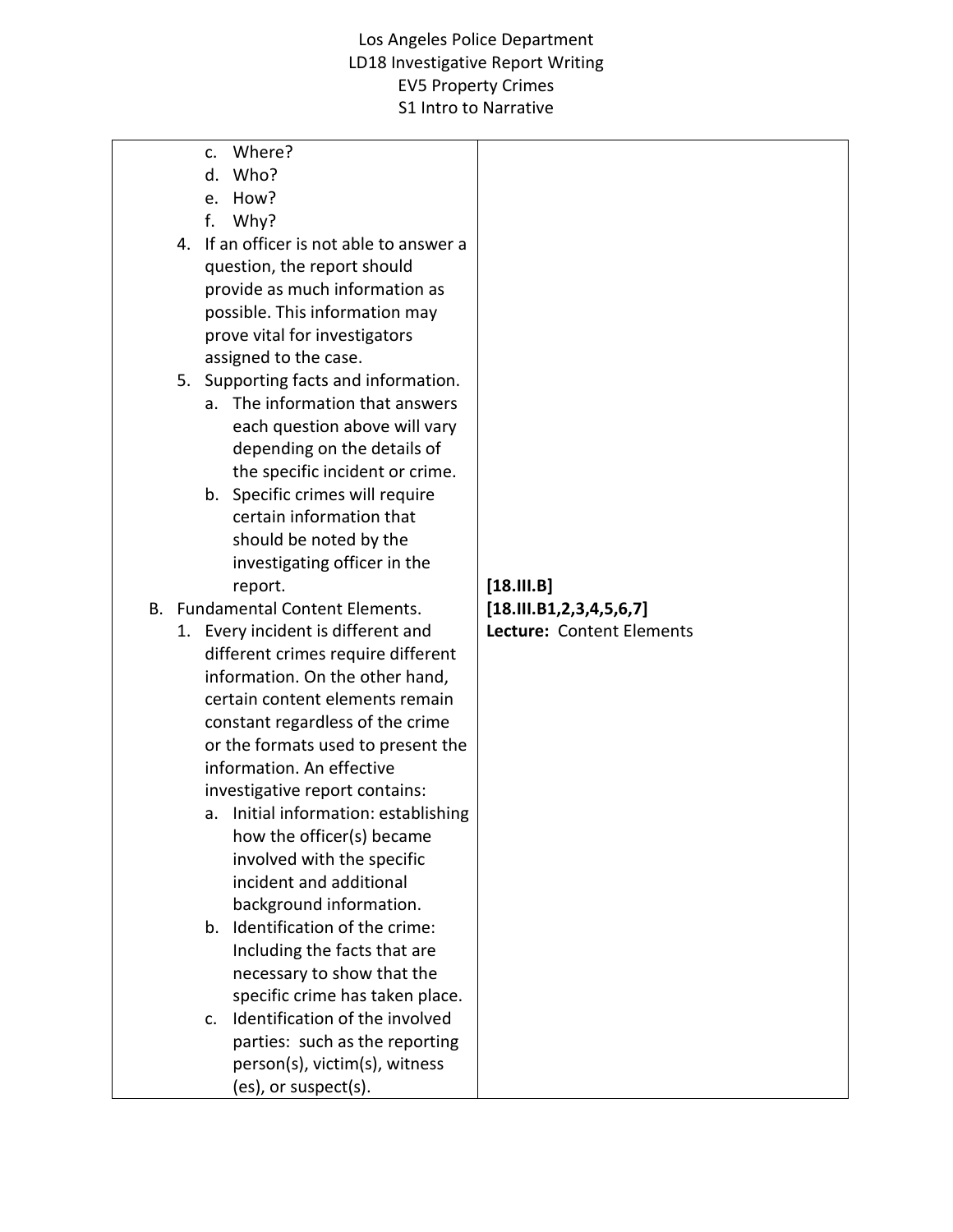| | |
|---|---|
| c. Where?<br>d. Who?<br>e. How?<br>f. Why?<br>4. If an officer is not able to answer a question, the report should provide as much information as possible. This information may prove vital for investigators assigned to the case.<br>5. Supporting facts and information.<br>a. The information that answers each question above will vary depending on the details of the specific incident or crime.<br>b. Specific crimes will require certain information that should be noted by the investigating officer in the report. | |
| B. Fundamental Content Elements.<br>1. Every incident is different and different crimes require different information. On the other hand, certain content elements remain constant regardless of the crime or the formats used to present the information. An effective investigative report contains:<br>a. Initial information: establishing how the officer(s) became involved with the specific incident and additional background information.<br>b. Identification of the crime: Including the facts that are necessary to show that the specific crime has taken place.<br>c. Identification of the involved parties: such as the reporting person(s), victim(s), witness (es), or suspect(s). | **[18.III.B]**<br>**[18.III.B1,2,3,4,5,6,7]**<br>**Lecture:** Content Elements |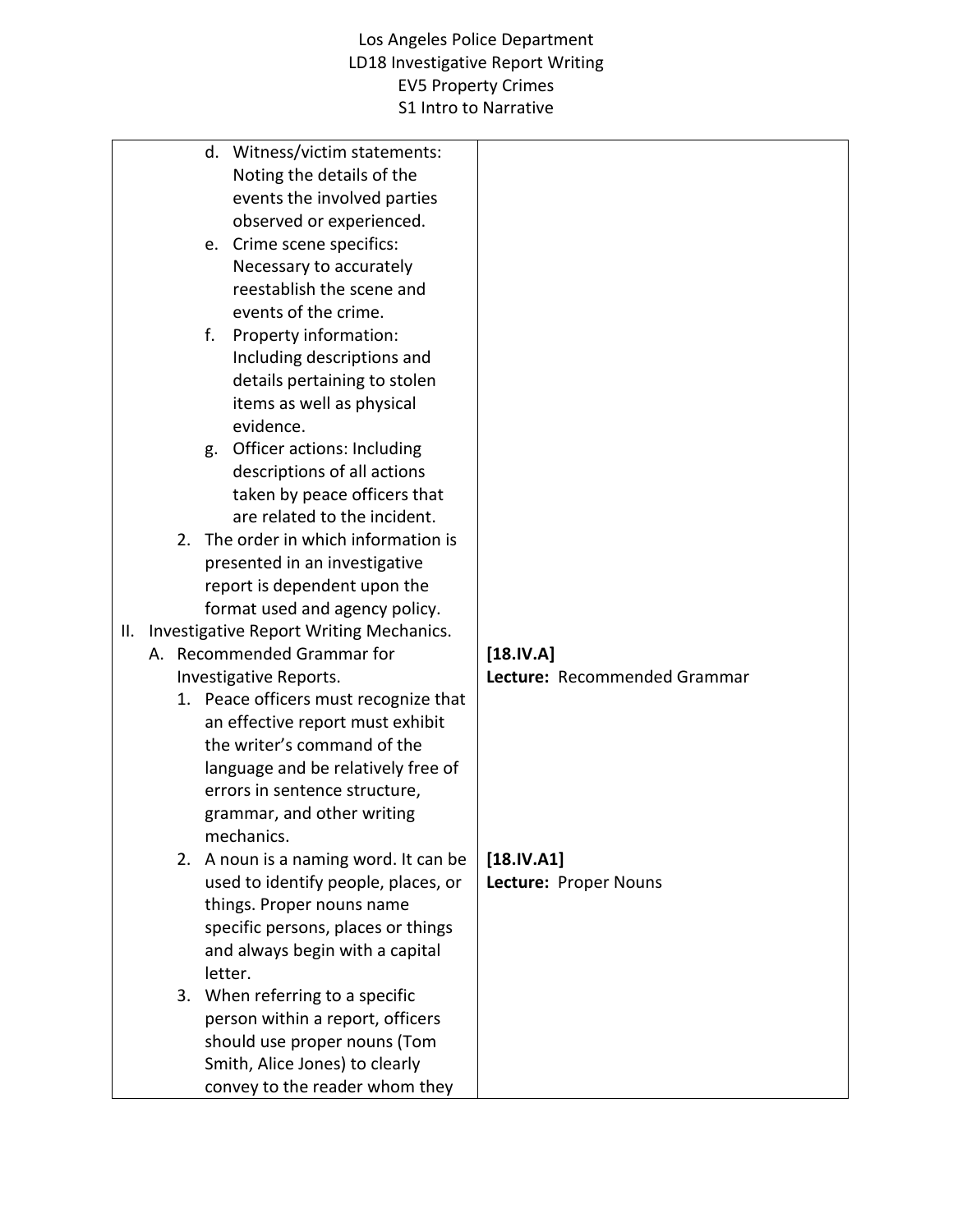| | |
|---|---|
| d. Witness/victim statements: Noting the details of the events the involved parties observed or experienced.<br>e. Crime scene specifics: Necessary to accurately reestablish the scene and events of the crime.<br>f. Property information: Including descriptions and details pertaining to stolen items as well as physical evidence.<br>g. Officer actions: Including descriptions of all actions taken by peace officers that are related to the incident.<br>2. The order in which information is presented in an investigative report is dependent upon the format used and agency policy. | |
| II. Investigative Report Writing Mechanics.<br>A. Recommended Grammar for Investigative Reports.<br>1. Peace officers must recognize that an effective report must exhibit the writer's command of the language and be relatively free of errors in sentence structure, grammar, and other writing mechanics. | [18.IV.A]<br>**Lecture:** Recommended Grammar |
| 2. A noun is a naming word. It can be used to identify people, places, or things. Proper nouns name specific persons, places or things and always begin with a capital letter.<br>3. When referring to a specific person within a report, officers should use proper nouns (Tom Smith, Alice Jones) to clearly convey to the reader whom they | [18.IV.A1]<br>**Lecture:** Proper Nouns |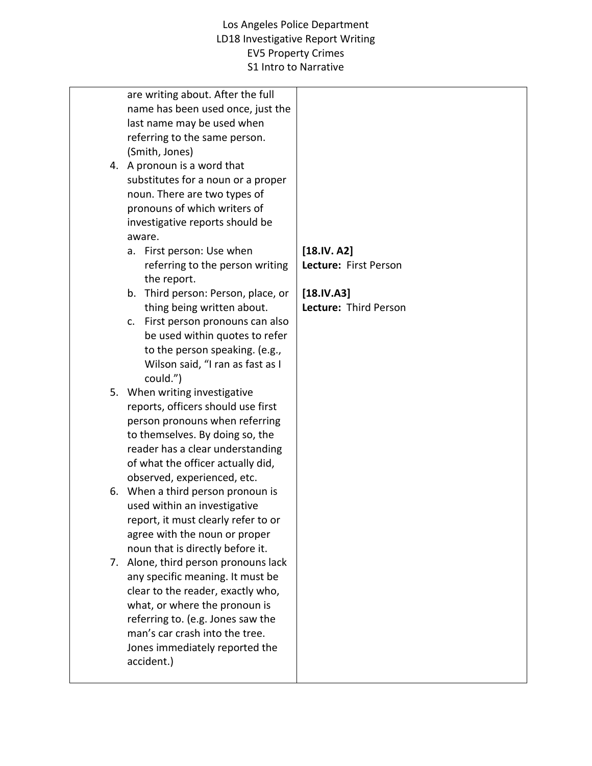| | |
|---|---|
| are writing about. After the full name has been used once, just the last name may be used when referring to the same person. (Smith, Jones)<br>4. A pronoun is a word that substitutes for a noun or a proper noun. There are two types of pronouns of which writers of investigative reports should be aware.<br>a. First person: Use when referring to the person writing the report.<br>b. Third person: Person, place, or thing being written about.<br>c. First person pronouns can also be used within quotes to refer to the person speaking. (e.g., Wilson said, "I ran as fast as I could.")<br>5. When writing investigative reports, officers should use first person pronouns when referring to themselves. By doing so, the reader has a clear understanding of what the officer actually did, observed, experienced, etc.<br>6. When a third person pronoun is used within an investigative report, it must clearly refer to or agree with the noun or proper noun that is directly before it.<br>7. Alone, third person pronouns lack any specific meaning. It must be clear to the reader, exactly who, what, or where the pronoun is referring to. (e.g. Jones saw the man's car crash into the tree. Jones immediately reported the accident.) | **[18.IV. A2]**<br>**Lecture:** First Person<br><br>**[18.IV.A3]**<br>**Lecture:** Third Person |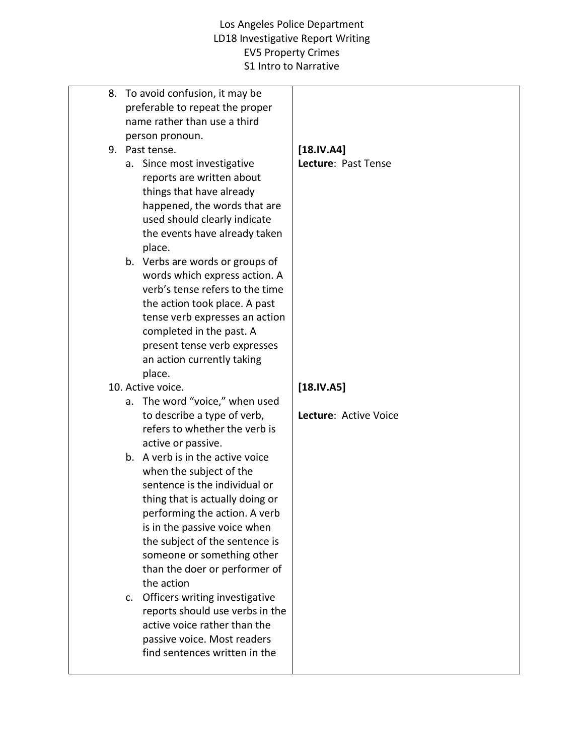| | |
|---|---|
| 8. To avoid confusion, it may be preferable to repeat the proper name rather than use a third person pronoun. | |
| 9. Past tense.<br>a. Since most investigative reports are written about things that have already happened, the words that are used should clearly indicate the events have already taken place.<br>b. Verbs are words or groups of words which express action. A verb's tense refers to the time the action took place. A past tense verb expresses an action completed in the past. A present tense verb expresses an action currently taking place. | **[18.IV.A4]**<br>**Lecture**: Past Tense |
| 10. Active voice.<br>a. The word "voice," when used to describe a type of verb, refers to whether the verb is active or passive.<br>b. A verb is in the active voice when the subject of the sentence is the individual or thing that is actually doing or performing the action. A verb is in the passive voice when the subject of the sentence is someone or something other than the doer or performer of the action<br>c. Officers writing investigative reports should use verbs in the active voice rather than the passive voice. Most readers find sentences written in the | **[18.IV.A5]**<br><br>**Lecture**: Active Voice |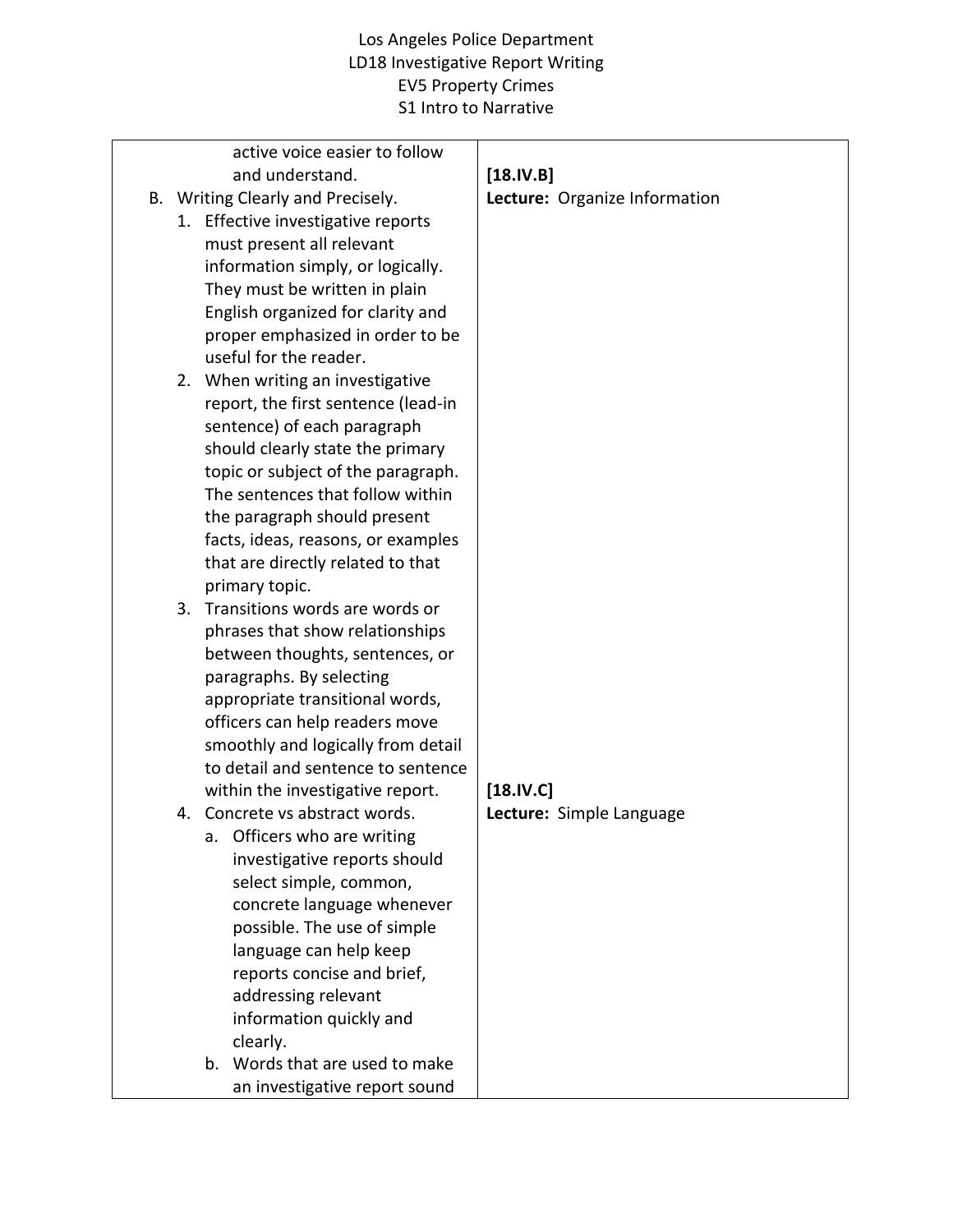| | |
|---|---|
| active voice easier to follow and understand.<br>B. Writing Clearly and Precisely.<br>1. Effective investigative reports must present all relevant information simply, or logically. They must be written in plain English organized for clarity and proper emphasized in order to be useful for the reader.<br>2. When writing an investigative report, the first sentence (lead-in sentence) of each paragraph should clearly state the primary topic or subject of the paragraph. The sentences that follow within the paragraph should present facts, ideas, reasons, or examples that are directly related to that primary topic.<br>3. Transitions words are words or phrases that show relationships between thoughts, sentences, or paragraphs. By selecting appropriate transitional words, officers can help readers move smoothly and logically from detail to detail and sentence to sentence within the investigative report. | **[18.IV.B]**<br>**Lecture:** Organize Information |
| 4. Concrete vs abstract words.<br>a. Officers who are writing investigative reports should select simple, common, concrete language whenever possible. The use of simple language can help keep reports concise and brief, addressing relevant information quickly and clearly.<br>b. Words that are used to make an investigative report sound | **[18.IV.C]**<br>**Lecture:** Simple Language |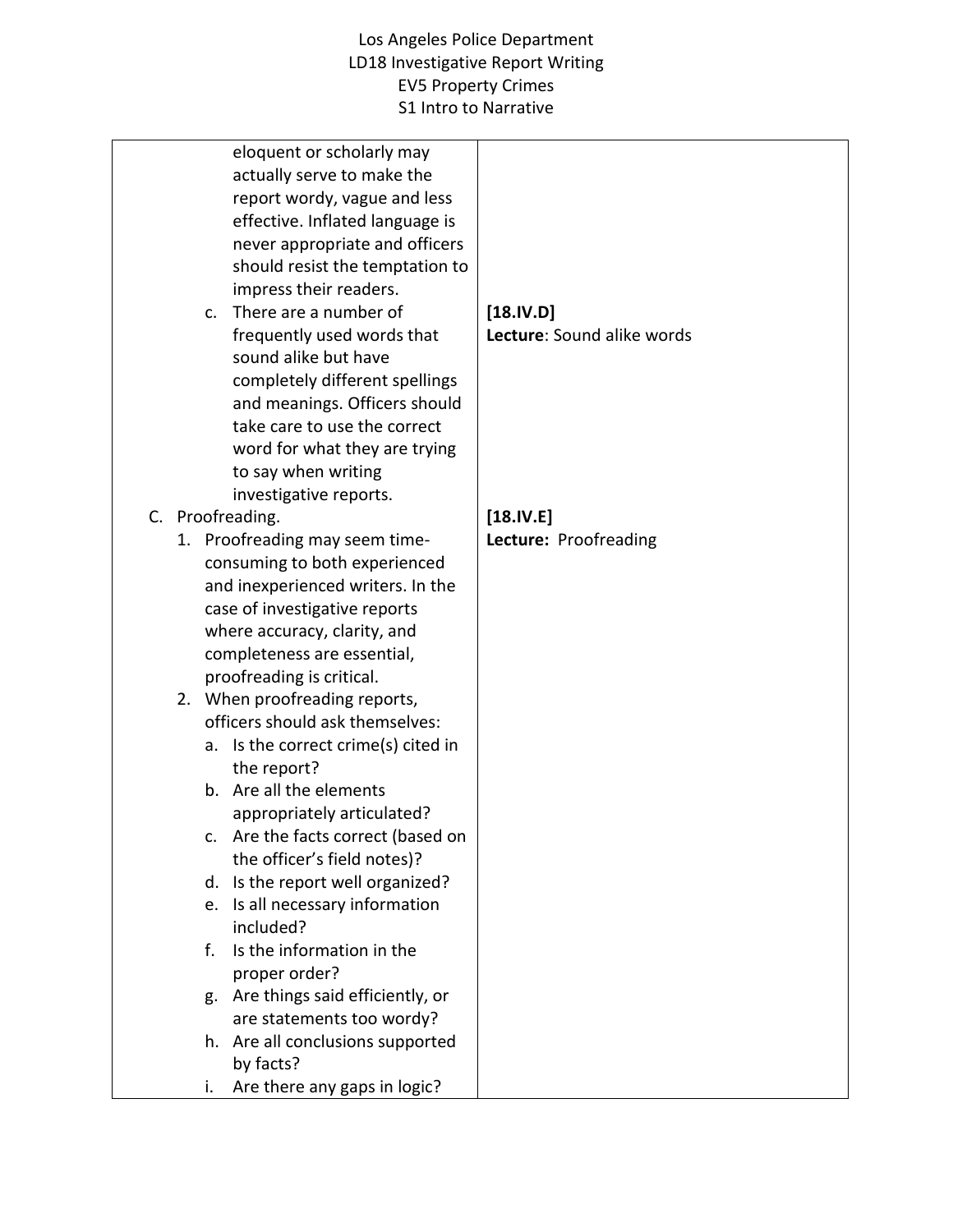| | |
|---|---|
| eloquent or scholarly may actually serve to make the report wordy, vague and less effective. Inflated language is never appropriate and officers should resist the temptation to impress their readers. | |
| c. There are a number of frequently used words that sound alike but have completely different spellings and meanings. Officers should take care to use the correct word for what they are trying to say when writing investigative reports. | **[18.IV.D]**<br>**Lecture**: Sound alike words |
| C. Proofreading.<br>1. Proofreading may seem time-consuming to both experienced and inexperienced writers. In the case of investigative reports where accuracy, clarity, and completeness are essential, proofreading is critical.<br>2. When proofreading reports, officers should ask themselves:<br>a. Is the correct crime(s) cited in the report?<br>b. Are all the elements appropriately articulated?<br>c. Are the facts correct (based on the officer's field notes)?<br>d. Is the report well organized?<br>e. Is all necessary information included?<br>f. Is the information in the proper order?<br>g. Are things said efficiently, or are statements too wordy?<br>h. Are all conclusions supported by facts?<br>i. Are there any gaps in logic? | **[18.IV.E]**<br>**Lecture:** Proofreading |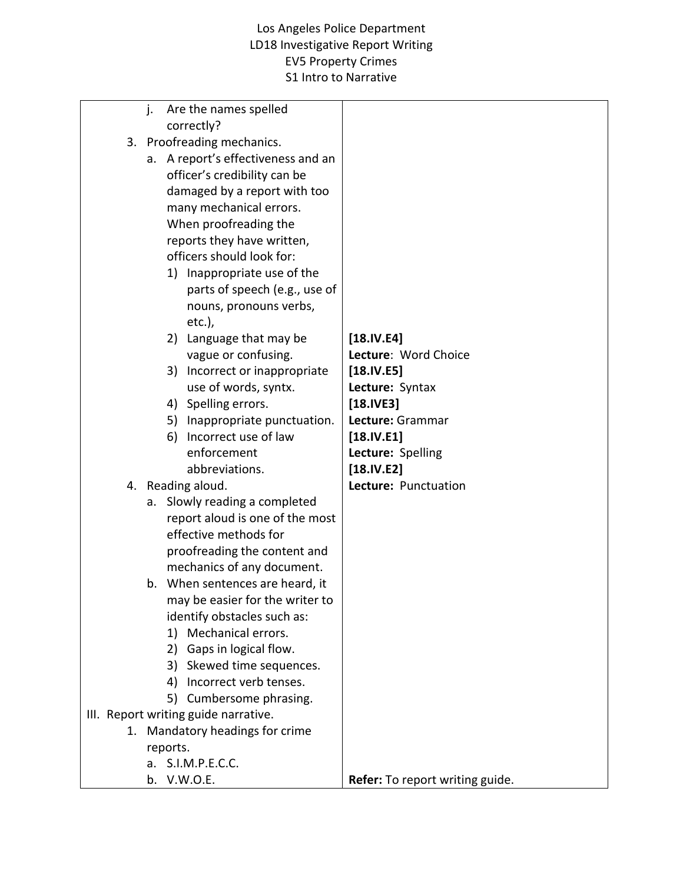| | |
|---|---|
| j. Are the names spelled correctly?<br>3. Proofreading mechanics.<br>a. A report's effectiveness and an officer's credibility can be damaged by a report with too many mechanical errors. When proofreading the reports they have written, officers should look for:<br>1) Inappropriate use of the parts of speech (e.g., use of nouns, pronouns verbs, etc.),<br>2) Language that may be vague or confusing.<br>3) Incorrect or inappropriate use of words, syntx.<br>4) Spelling errors.<br>5) Inappropriate punctuation.<br>6) Incorrect use of law enforcement abbreviations.<br>4. Reading aloud.<br>a. Slowly reading a completed report aloud is one of the most effective methods for proofreading the content and mechanics of any document.<br>b. When sentences are heard, it may be easier for the writer to identify obstacles such as:<br>1) Mechanical errors.<br>2) Gaps in logical flow.<br>3) Skewed time sequences.<br>4) Incorrect verb tenses.<br>5) Cumbersome phrasing.<br>III. Report writing guide narrative.<br>1. Mandatory headings for crime reports.<br>a. S.I.M.P.E.C.C.<br>b. V.W.O.E. | **[18.IV.E4]**<br>**Lecture**: Word Choice<br>**[18.IV.E5]**<br>**Lecture:** Syntax<br>**[18.IVE3]**<br>**Lecture:** Grammar<br>**[18.IV.E1]**<br>**Lecture:** Spelling<br>**[18.IV.E2]**<br>**Lecture:** Punctuation<br><br>**Refer:** To report writing guide. |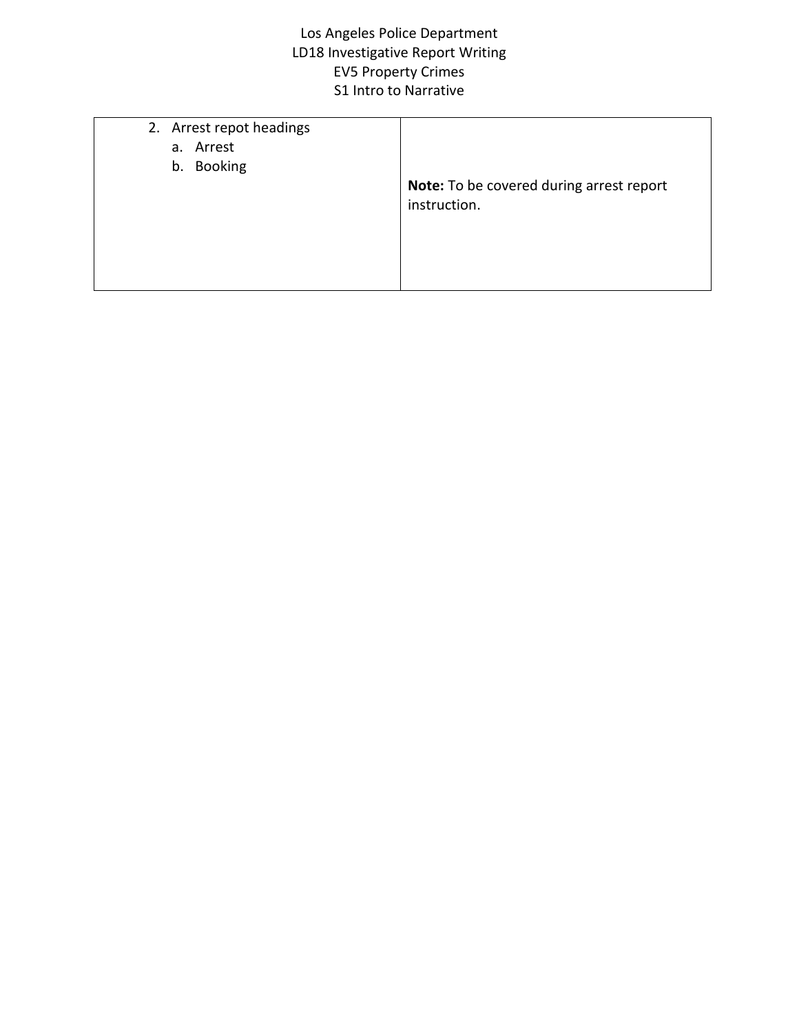| | |
|---|---|
| 2. Arrest repot headings<br>a. Arrest<br>b. Booking | **Note:** To be covered during arrest report instruction. |